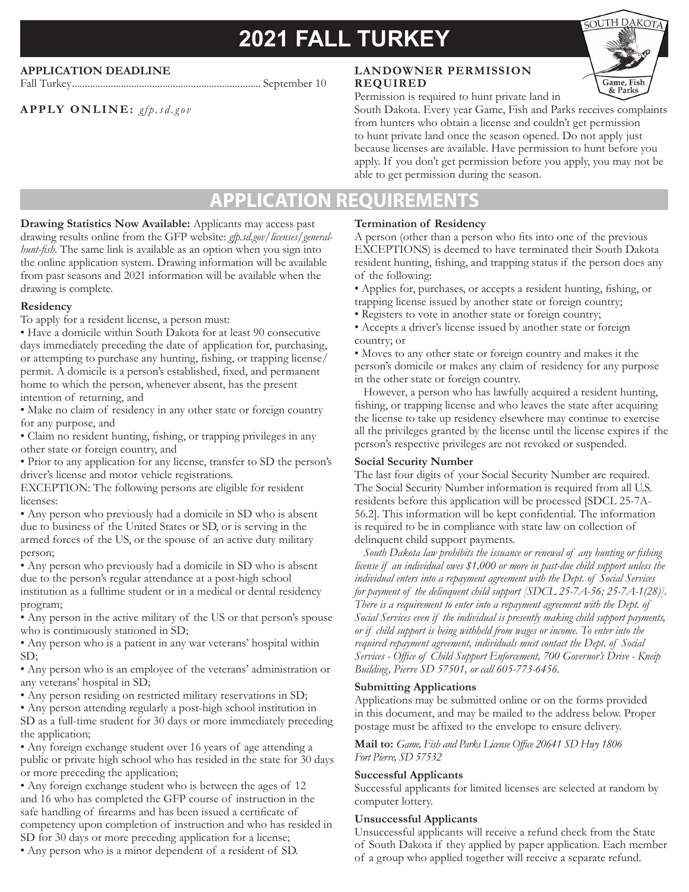# 2021 FALL TURKEY

**APPLICATION DEADLINE**

Fall Turkey........................................................................ September 10

**APPLY ONLINE:** *gfp.sd.gov*

**LANDOWNER PERMISSION REQUIRED**

Permission is required to hunt private land in South Dakota. Every year Game, Fish and Parks receives complaints from hunters who obtain a license and couldn't get permission to hunt private land once the season opened. Do not apply just because licenses are available. Have permission to hunt before you apply. If you don't get permission before you apply, you may not be able to get permission during the season.

## APPLICATION REQUIREMENTS

**Drawing Statistics Now Available:** Applicants may access past drawing results online from the GFP website: *gfp.sd.gov/licenses/general-hunt-fish*. The same link is available as an option when you sign into the online application system. Drawing information will be available from past seasons and 2021 information will be available when the drawing is complete.

### Residency

To apply for a resident license, a person must:

- Have a domicile within South Dakota for at least 90 consecutive days immediately preceding the date of application for, purchasing, or attempting to purchase any hunting, fishing, or trapping license/permit. A domicile is a person's established, fixed, and permanent home to which the person, whenever absent, has the present intention of returning, and
- Make no claim of residency in any other state or foreign country for any purpose, and
- Claim no resident hunting, fishing, or trapping privileges in any other state or foreign country, and
- Prior to any application for any license, transfer to SD the person's driver's license and motor vehicle registrations.

EXCEPTION: The following persons are eligible for resident licenses:

- Any person who previously had a domicile in SD who is absent due to business of the United States or SD, or is serving in the armed forces of the US, or the spouse of an active duty military person;
- Any person who previously had a domicile in SD who is absent due to the person's regular attendance at a post-high school institution as a fulltime student or in a medical or dental residency program;
- Any person in the active military of the US or that person's spouse who is continuously stationed in SD;
- Any person who is a patient in any war veterans' hospital within SD;
- Any person who is an employee of the veterans' administration or any veterans' hospital in SD;
- Any person residing on restricted military reservations in SD;
- Any person attending regularly a post-high school institution in SD as a full-time student for 30 days or more immediately preceding the application;
- Any foreign exchange student over 16 years of age attending a public or private high school who has resided in the state for 30 days or more preceding the application;
- Any foreign exchange student who is between the ages of 12 and 16 who has completed the GFP course of instruction in the safe handling of firearms and has been issued a certificate of competency upon completion of instruction and who has resided in SD for 30 days or more preceding application for a license;
- Any person who is a minor dependent of a resident of SD.

### Termination of Residency

A person (other than a person who fits into one of the previous EXCEPTIONS) is deemed to have terminated their South Dakota resident hunting, fishing, and trapping status if the person does any of the following:

- Applies for, purchases, or accepts a resident hunting, fishing, or trapping license issued by another state or foreign country;
- Registers to vote in another state or foreign country;
- Accepts a driver's license issued by another state or foreign country; or
- Moves to any other state or foreign country and makes it the person's domicile or makes any claim of residency for any purpose in the other state or foreign country.

However, a person who has lawfully acquired a resident hunting, fishing, or trapping license and who leaves the state after acquiring the license to take up residency elsewhere may continue to exercise all the privileges granted by the license until the license expires if the person's respective privileges are not revoked or suspended.

### Social Security Number

The last four digits of your Social Security Number are required. The Social Security Number information is required from all U.S. residents before this application will be processed [SDCL 25-7A-56.2]. This information will be kept confidential. The information is required to be in compliance with state law on collection of delinquent child support payments.

*South Dakota law prohibits the issuance or renewal of any hunting or fishing license if an individual owes $1,000 or more in past-due child support unless the individual enters into a repayment agreement with the Dept. of Social Services for payment of the delinquent child support [SDCL 25-7A-56; 25-7A-1(28)]. There is a requirement to enter into a repayment agreement with the Dept. of Social Services even if the individual is presently making child support payments, or if child support is being withheld from wages or income. To enter into the required repayment agreement, individuals must contact the Dept. of Social Services - Office of Child Support Enforcement, 700 Governor's Drive - Kneip Building, Pierre SD 57501, or call 605-773-6456.*

### Submitting Applications

Applications may be submitted online or on the forms provided in this document, and may be mailed to the address below. Proper postage must be affixed to the envelope to ensure delivery.

**Mail to:** *Game, Fish and Parks License Office 20641 SD Hwy 1806 Fort Pierre, SD 57532*

### Successful Applicants

Successful applicants for limited licenses are selected at random by computer lottery.

### Unsuccessful Applicants

Unsuccessful applicants will receive a refund check from the State of South Dakota if they applied by paper application. Each member of a group who applied together will receive a separate refund.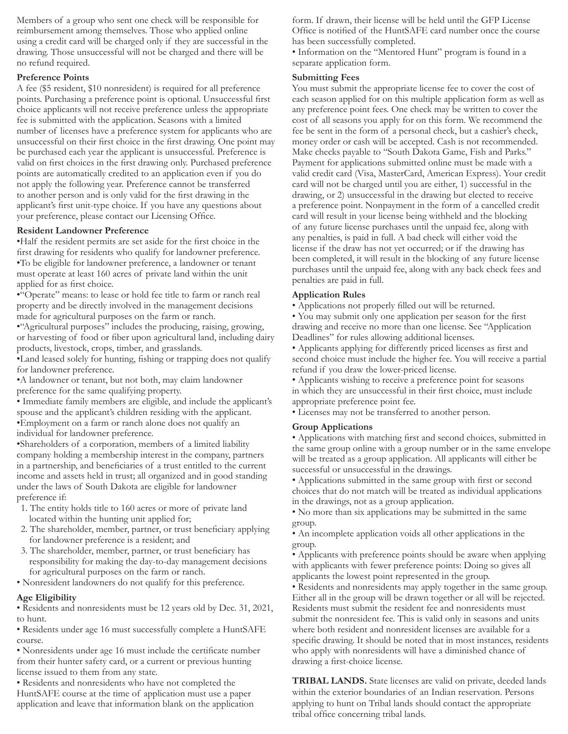Members of a group who sent one check will be responsible for reimbursement among themselves. Those who applied online using a credit card will be charged only if they are successful in the drawing. Those unsuccessful will not be charged and there will be no refund required.

**Preference Points**

A fee ($5 resident, $10 nonresident) is required for all preference points. Purchasing a preference point is optional. Unsuccessful first choice applicants will not receive preference unless the appropriate fee is submitted with the application. Seasons with a limited number of licenses have a preference system for applicants who are unsuccessful on their first choice in the first drawing. One point may be purchased each year the applicant is unsuccessful. Preference is valid on first choices in the first drawing only. Purchased preference points are automatically credited to an application even if you do not apply the following year. Preference cannot be transferred to another person and is only valid for the first drawing in the applicant's first unit-type choice. If you have any questions about your preference, please contact our Licensing Office.

**Resident Landowner Preference**

- Half the resident permits are set aside for the first choice in the first drawing for residents who qualify for landowner preference.
- To be eligible for landowner preference, a landowner or tenant must operate at least 160 acres of private land within the unit applied for as first choice.
- "Operate" means: to lease or hold fee title to farm or ranch real property and be directly involved in the management decisions made for agricultural purposes on the farm or ranch.
- "Agricultural purposes" includes the producing, raising, growing, or harvesting of food or fiber upon agricultural land, including dairy products, livestock, crops, timber, and grasslands.
- Land leased solely for hunting, fishing or trapping does not qualify for landowner preference.
- A landowner or tenant, but not both, may claim landowner preference for the same qualifying property.
- Immediate family members are eligible, and include the applicant's spouse and the applicant's children residing with the applicant.
- Employment on a farm or ranch alone does not qualify an individual for landowner preference.
- Shareholders of a corporation, members of a limited liability company holding a membership interest in the company, partners in a partnership, and beneficiaries of a trust entitled to the current income and assets held in trust; all organized and in good standing under the laws of South Dakota are eligible for landowner preference if:
  1. The entity holds title to 160 acres or more of private land located within the hunting unit applied for;
  2. The shareholder, member, partner, or trust beneficiary applying for landowner preference is a resident; and
  3. The shareholder, member, partner, or trust beneficiary has responsibility for making the day-to-day management decisions for agricultural purposes on the farm or ranch.
- Nonresident landowners do not qualify for this preference.

**Age Eligibility**

- Residents and nonresidents must be 12 years old by Dec. 31, 2021, to hunt.
- Residents under age 16 must successfully complete a HuntSAFE course.
- Nonresidents under age 16 must include the certificate number from their hunter safety card, or a current or previous hunting license issued to them from any state.
- Residents and nonresidents who have not completed the HuntSAFE course at the time of application must use a paper application and leave that information blank on the application form. If drawn, their license will be held until the GFP License Office is notified of the HuntSAFE card number once the course has been successfully completed.
- Information on the "Mentored Hunt" program is found in a separate application form.

**Submitting Fees**

You must submit the appropriate license fee to cover the cost of each season applied for on this multiple application form as well as any preference point fees. One check may be written to cover the cost of all seasons you apply for on this form. We recommend the fee be sent in the form of a personal check, but a cashier's check, money order or cash will be accepted. Cash is not recommended. Make checks payable to "South Dakota Game, Fish and Parks." Payment for applications submitted online must be made with a valid credit card (Visa, MasterCard, American Express). Your credit card will not be charged until you are either, 1) successful in the drawing, or 2) unsuccessful in the drawing but elected to receive a preference point. Nonpayment in the form of a cancelled credit card will result in your license being withheld and the blocking of any future license purchases until the unpaid fee, along with any penalties, is paid in full. A bad check will either void the license if the draw has not yet occurred; or if the drawing has been completed, it will result in the blocking of any future license purchases until the unpaid fee, along with any back check fees and penalties are paid in full.

**Application Rules**

- Applications not properly filled out will be returned.
- You may submit only one application per season for the first drawing and receive no more than one license. See "Application Deadlines" for rules allowing additional licenses.
- Applicants applying for differently priced licenses as first and second choice must include the higher fee. You will receive a partial refund if you draw the lower-priced license.
- Applicants wishing to receive a preference point for seasons in which they are unsuccessful in their first choice, must include appropriate preference point fee.
- Licenses may not be transferred to another person.

**Group Applications**

- Applications with matching first and second choices, submitted in the same group online with a group number or in the same envelope will be treated as a group application. All applicants will either be successful or unsuccessful in the drawings.
- Applications submitted in the same group with first or second choices that do not match will be treated as individual applications in the drawings, not as a group application.
- No more than six applications may be submitted in the same group.
- An incomplete application voids all other applications in the group.
- Applicants with preference points should be aware when applying with applicants with fewer preference points: Doing so gives all applicants the lowest point represented in the group.
- Residents and nonresidents may apply together in the same group. Either all in the group will be drawn together or all will be rejected. Residents must submit the resident fee and nonresidents must submit the nonresident fee. This is valid only in seasons and units where both resident and nonresident licenses are available for a specific drawing. It should be noted that in most instances, residents who apply with nonresidents will have a diminished chance of drawing a first-choice license.

**TRIBAL LANDS.** State licenses are valid on private, deeded lands within the exterior boundaries of an Indian reservation. Persons applying to hunt on Tribal lands should contact the appropriate tribal office concerning tribal lands.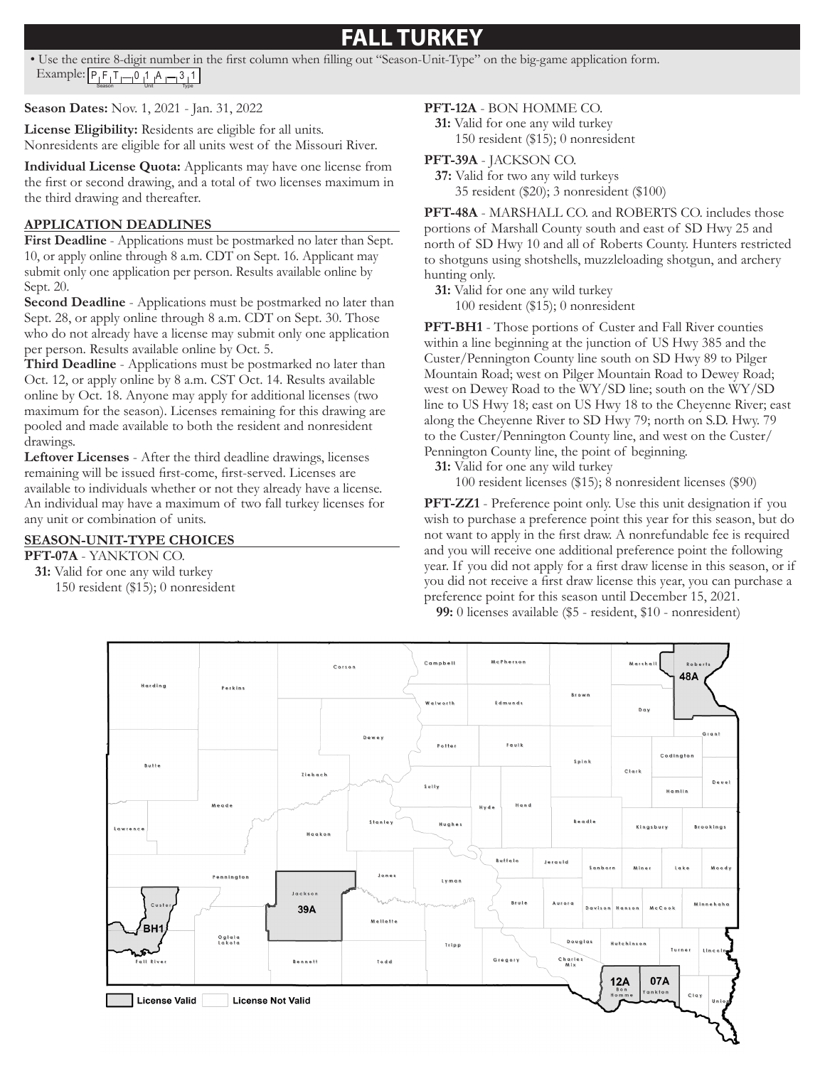# FALL TURKEY

- Use the entire 8-digit number in the first column when filling out "Season-Unit-Type" on the big-game application form.
  Example: P F T – 0 1 A – 3 1 (Season, Unit, Type)

**Season Dates:** Nov. 1, 2021 - Jan. 31, 2022

**License Eligibility:** Residents are eligible for all units. Nonresidents are eligible for all units west of the Missouri River.

**Individual License Quota:** Applicants may have one license from the first or second drawing, and a total of two licenses maximum in the third drawing and thereafter.

## APPLICATION DEADLINES

**First Deadline** - Applications must be postmarked no later than Sept. 10, or apply online through 8 a.m. CDT on Sept. 16. Applicant may submit only one application per person. Results available online by Sept. 20.

**Second Deadline** - Applications must be postmarked no later than Sept. 28, or apply online through 8 a.m. CDT on Sept. 30. Those who do not already have a license may submit only one application per person. Results available online by Oct. 5.

**Third Deadline** - Applications must be postmarked no later than Oct. 12, or apply online by 8 a.m. CST Oct. 14. Results available online by Oct. 18. Anyone may apply for additional licenses (two maximum for the season). Licenses remaining for this drawing are pooled and made available to both the resident and nonresident drawings.

**Leftover Licenses** - After the third deadline drawings, licenses remaining will be issued first-come, first-served. Licenses are available to individuals whether or not they already have a license. An individual may have a maximum of two fall turkey licenses for any unit or combination of units.

## SEASON-UNIT-TYPE CHOICES

**PFT-07A** - YANKTON CO.
**31:** Valid for one any wild turkey
150 resident ($15); 0 nonresident

**PFT-12A** - BON HOMME CO.
**31:** Valid for one any wild turkey
150 resident ($15); 0 nonresident

**PFT-39A** - JACKSON CO.
**37:** Valid for two any wild turkeys
35 resident ($20); 3 nonresident ($100)

**PFT-48A** - MARSHALL CO. and ROBERTS CO. includes those portions of Marshall County south and east of SD Hwy 25 and north of SD Hwy 10 and all of Roberts County. Hunters restricted to shotguns using shotshells, muzzleloading shotgun, and archery hunting only.
**31:** Valid for one any wild turkey
100 resident ($15); 0 nonresident

**PFT-BH1** - Those portions of Custer and Fall River counties within a line beginning at the junction of US Hwy 385 and the Custer/Pennington County line south on SD Hwy 89 to Pilger Mountain Road; west on Pilger Mountain Road to Dewey Road; west on Dewey Road to the WY/SD line; south on the WY/SD line to US Hwy 18; east on US Hwy 18 to the Cheyenne River; east along the Cheyenne River to SD Hwy 79; north on S.D. Hwy. 79 to the Custer/Pennington County line, and west on the Custer/Pennington County line, the point of beginning.
**31:** Valid for one any wild turkey
100 resident licenses ($15); 8 nonresident licenses ($90)

**PFT-ZZ1** - Preference point only. Use this unit designation if you wish to purchase a preference point this year for this season, but do not want to apply in the first draw. A nonrefundable fee is required and you will receive one additional preference point the following year. If you did not apply for a first draw license in this season, or if you did not receive a first draw license this year, you can purchase a preference point for this season until December 15, 2021.
**99:** 0 licenses available ($5 - resident, $10 - nonresident)

License Valid | License Not Valid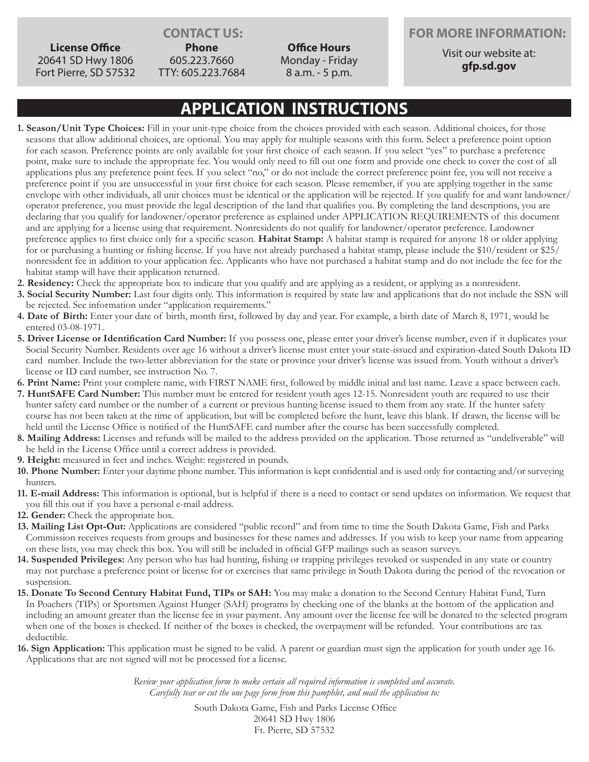## CONTACT US:

**License Office**
20641 SD Hwy 1806
Fort Pierre, SD 57532

**Phone**
605.223.7660
TTY: 605.223.7684

**Office Hours**
Monday - Friday
8 a.m. - 5 p.m.

## FOR MORE INFORMATION:

Visit our website at:
**gfp.sd.gov**

# APPLICATION INSTRUCTIONS

1. **Season/Unit Type Choices:** Fill in your unit-type choice from the choices provided with each season. Additional choices, for those seasons that allow additional choices, are optional. You may apply for multiple seasons with this form. Select a preference point option for each season. Preference points are only available for your first choice of each season. If you select "yes" to purchase a preference point, make sure to include the appropriate fee. You would only need to fill out one form and provide one check to cover the cost of all applications plus any preference point fees. If you select "no," or do not include the correct preference point fee, you will not receive a preference point if you are unsuccessful in your first choice for each season. Please remember, if you are applying together in the same envelope with other individuals, all unit choices must be identical or the application will be rejected. If you qualify for and want landowner/operator preference, you must provide the legal description of the land that qualifies you. By completing the land descriptions, you are declaring that you qualify for landowner/operator preference as explained under APPLICATION REQUIREMENTS of this document and are applying for a license using that requirement. Nonresidents do not qualify for landowner/operator preference. Landowner preference applies to first choice only for a specific season. **Habitat Stamp:** A habitat stamp is required for anyone 18 or older applying for or purchasing a hunting or fishing license. If you have not already purchased a habitat stamp, please include the $10/resident or $25/nonresident fee in addition to your application fee. Applicants who have not purchased a habitat stamp and do not include the fee for the habitat stamp will have their application returned.
2. **Residency:** Check the appropriate box to indicate that you qualify and are applying as a resident, or applying as a nonresident.
3. **Social Security Number:** Last four digits only. This information is required by state law and applications that do not include the SSN will be rejected. See information under "application requirements."
4. **Date of Birth:** Enter your date of birth, month first, followed by day and year. For example, a birth date of March 8, 1971, would be entered 03-08-1971.
5. **Driver License or Identification Card Number:** If you possess one, please enter your driver's license number, even if it duplicates your Social Security Number. Residents over age 16 without a driver's license must enter your state-issued and expiration-dated South Dakota ID card number. Include the two-letter abbreviation for the state or province your driver's license was issued from. Youth without a driver's license or ID card number, see instruction No. 7.
6. **Print Name:** Print your complete name, with FIRST NAME first, followed by middle initial and last name. Leave a space between each.
7. **HuntSAFE Card Number:** This number must be entered for resident youth ages 12-15. Nonresident youth are required to use their hunter safety card number or the number of a current or previous hunting license issued to them from any state. If the hunter safety course has not been taken at the time of application, but will be completed before the hunt, leave this blank. If drawn, the license will be held until the License Office is notified of the HuntSAFE card number after the course has been successfully completed.
8. **Mailing Address:** Licenses and refunds will be mailed to the address provided on the application. Those returned as "undeliverable" will be held in the License Office until a correct address is provided.
9. **Height:** measured in feet and inches. Weight: registered in pounds.
10. **Phone Number:** Enter your daytime phone number. This information is kept confidential and is used only for contacting and/or surveying hunters.
11. **E-mail Address:** This information is optional, but is helpful if there is a need to contact or send updates on information. We request that you fill this out if you have a personal e-mail address.
12. **Gender:** Check the appropriate box.
13. **Mailing List Opt-Out:** Applications are considered "public record" and from time to time the South Dakota Game, Fish and Parks Commission receives requests from groups and businesses for these names and addresses. If you wish to keep your name from appearing on these lists, you may check this box. You will still be included in official GFP mailings such as season surveys.
14. **Suspended Privileges:** Any person who has had hunting, fishing or trapping privileges revoked or suspended in any state or country may not purchase a preference point or license for or exercises that same privilege in South Dakota during the period of the revocation or suspension.
15. **Donate To Second Century Habitat Fund, TIPs or SAH:** You may make a donation to the Second Century Habitat Fund, Turn In Poachers (TIPs) or Sportsmen Against Hunger (SAH) programs by checking one of the blanks at the bottom of the application and including an amount greater than the license fee in your payment. Any amount over the license fee will be donated to the selected program when one of the boxes is checked. If neither of the boxes is checked, the overpayment will be refunded. Your contributions are tax deductible.
16. **Sign Application:** This application must be signed to be valid. A parent or guardian must sign the application for youth under age 16. Applications that are not signed will not be processed for a license.

*Review your application form to make certain all required information is completed and accurate.*
*Carefully tear or cut the one page form from this pamphlet, and mail the application to:*

South Dakota Game, Fish and Parks License Office
20641 SD Hwy 1806
Ft. Pierre, SD 57532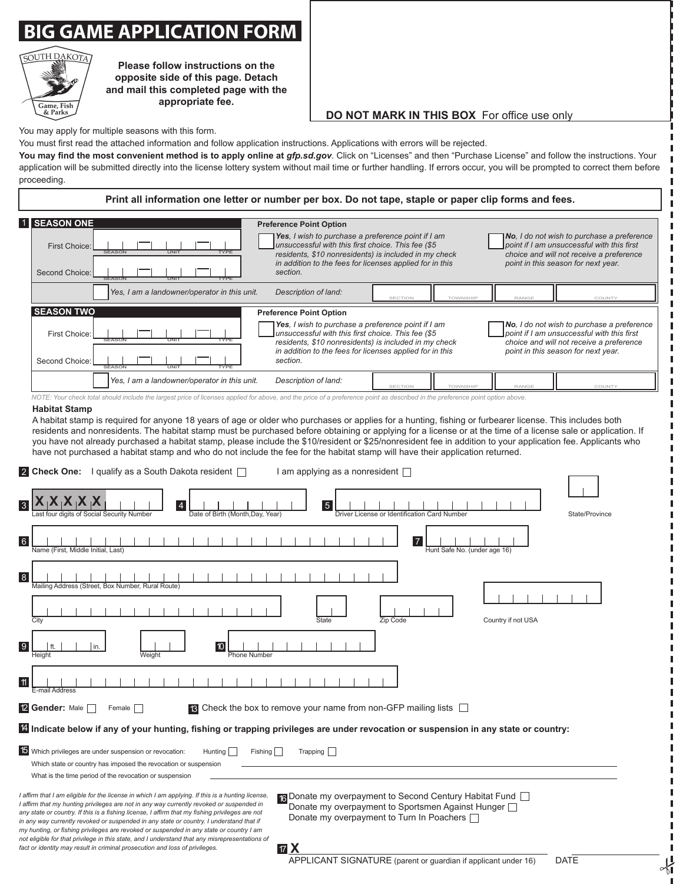# BIG GAME APPLICATION FORM

SOUTH DAKOTA Game, Fish & Parks

**Please follow instructions on the opposite side of this page. Detach and mail this completed page with the appropriate fee.**

**DO NOT MARK IN THIS BOX** For office use only

You may apply for multiple seasons with this form.

You must first read the attached information and follow application instructions. Applications with errors will be rejected.

**You may find the most convenient method is to apply online at *gfp.sd.gov*.** Click on "Licenses" and then "Purchase License" and follow the instructions. Your application will be submitted directly into the license lottery system without mail time or further handling. If errors occur, you will be prompted to correct them before proceeding.

**Print all information one letter or number per box. Do not tape, staple or paper clip forms and fees.**

**1 SEASON ONE**

First Choice: SEASON – UNIT – TYPE

Second Choice: SEASON – UNIT – TYPE

**Preference Point Option**

☐ ***Yes**, I wish to purchase a preference point if I am unsuccessful with this first choice. This fee ($5 residents, $10 nonresidents) is included in my check in addition to the fees for licenses applied for in this section.*

☐ ***No**, I do not wish to purchase a preference point if I am unsuccessful with this first choice and will not receive a preference point in this season for next year.*

☐ *Yes, I am a landowner/operator in this unit.* *Description of land:* SECTION | TOWNSHIP | RANGE | COUNTY

**SEASON TWO**

First Choice: SEASON – UNIT – TYPE

Second Choice: SEASON – UNIT – TYPE

**Preference Point Option**

☐ ***Yes**, I wish to purchase a preference point if I am unsuccessful with this first choice. This fee ($5 residents, $10 nonresidents) is included in my check in addition to the fees for licenses applied for in this section.*

☐ ***No**, I do not wish to purchase a preference point if I am unsuccessful with this first choice and will not receive a preference point in this season for next year.*

☐ *Yes, I am a landowner/operator in this unit.* *Description of land:* SECTION | TOWNSHIP | RANGE | COUNTY

*NOTE: Your check total should include the largest price of licenses applied for above, and the price of a preference point as described in the preference point option above.*

**Habitat Stamp**

A habitat stamp is required for anyone 18 years of age or older who purchases or applies for a hunting, fishing or furbearer license. This includes both residents and nonresidents. The habitat stamp must be purchased before obtaining or applying for a license or at the time of a license sale or application. If you have not already purchased a habitat stamp, please include the $10/resident or $25/nonresident fee in addition to your application fee. Applicants who have not purchased a habitat stamp and who do not include the fee for the habitat stamp will have their application returned.

**2 Check One:** I qualify as a South Dakota resident ☐ I am applying as a nonresident ☐

**3** X X X X X — Last four digits of Social Security Number

**4** Date of Birth (Month,Day, Year)

**5** Driver License or Identification Card Number — State/Province

**6** Name (First, Middle Initial, Last)

**7** Hunt Safe No. (under age 16)

**8** Mailing Address (Street, Box Number, Rural Route)

City — State — Zip Code — Country if not USA

**9** Height ft. in. — Weight

**10** Phone Number

**11** E-mail Address

**12 Gender:** Male ☐ Female ☐

**13** Check the box to remove your name from non-GFP mailing lists ☐

**14 Indicate below if any of your hunting, fishing or trapping privileges are under revocation or suspension in any state or country:**

**15** Which privileges are under suspension or revocation: Hunting ☐ Fishing ☐ Trapping ☐

Which state or country has imposed the revocation or suspension ______

What is the time period of the revocation or suspension ______

*I affirm that I am eligible for the license in which I am applying. If this is a hunting license, I affirm that my hunting privileges are not in any way currently revoked or suspended in any state or country. If this is a fishing license, I affirm that my fishing privileges are not in any way currently revoked or suspended in any state or country. I understand that if my hunting, or fishing privileges are revoked or suspended in any state or country I am not eligible for that privilege in this state, and I understand that any misrepresentations of fact or identity may result in criminal prosecution and loss of privileges.*

**16** Donate my overpayment to Second Century Habitat Fund ☐
Donate my overpayment to Sportsmen Against Hunger ☐
Donate my overpayment to Turn In Poachers ☐

**17 X** ______
APPLICANT SIGNATURE (parent or guardian if applicant under 16) DATE